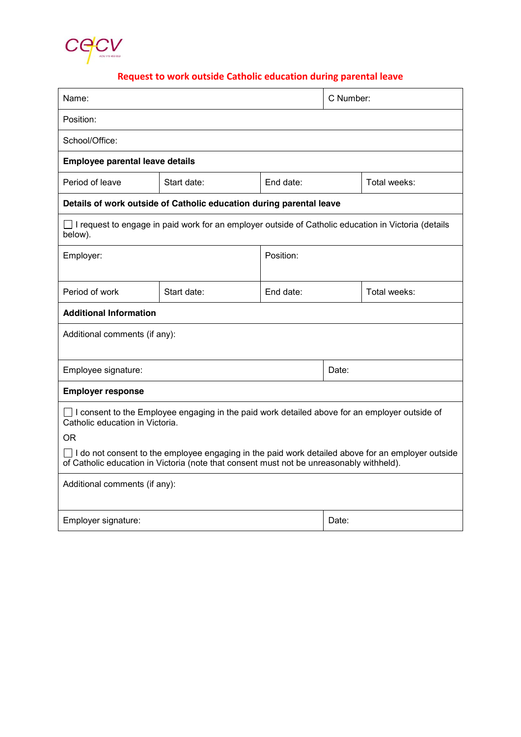cecv

## Request to work outside Catholic education during parental leave

| | | | |
|---|---|---|---|
| Name: | | | C Number: |
| Position: | | | |
| School/Office: | | | |
| **Employee parental leave details** | | | |
| Period of leave | Start date: | End date: | Total weeks: |
| **Details of work outside of Catholic education during parental leave** | | | |
| ☐ I request to engage in paid work for an employer outside of Catholic education in Victoria (details below). | | | |
| Employer: | | Position: | |
| Period of work | Start date: | End date: | Total weeks: |
| **Additional Information** | | | |
| Additional comments (if any): | | | |
| Employee signature: | | | Date: |
| **Employer response** | | | |
| ☐ I consent to the Employee engaging in the paid work detailed above for an employer outside of Catholic education in Victoria. OR ☐ I do not consent to the employee engaging in the paid work detailed above for an employer outside of Catholic education in Victoria (note that consent must not be unreasonably withheld). | | | |
| Additional comments (if any): | | | |
| Employer signature: | | | Date: |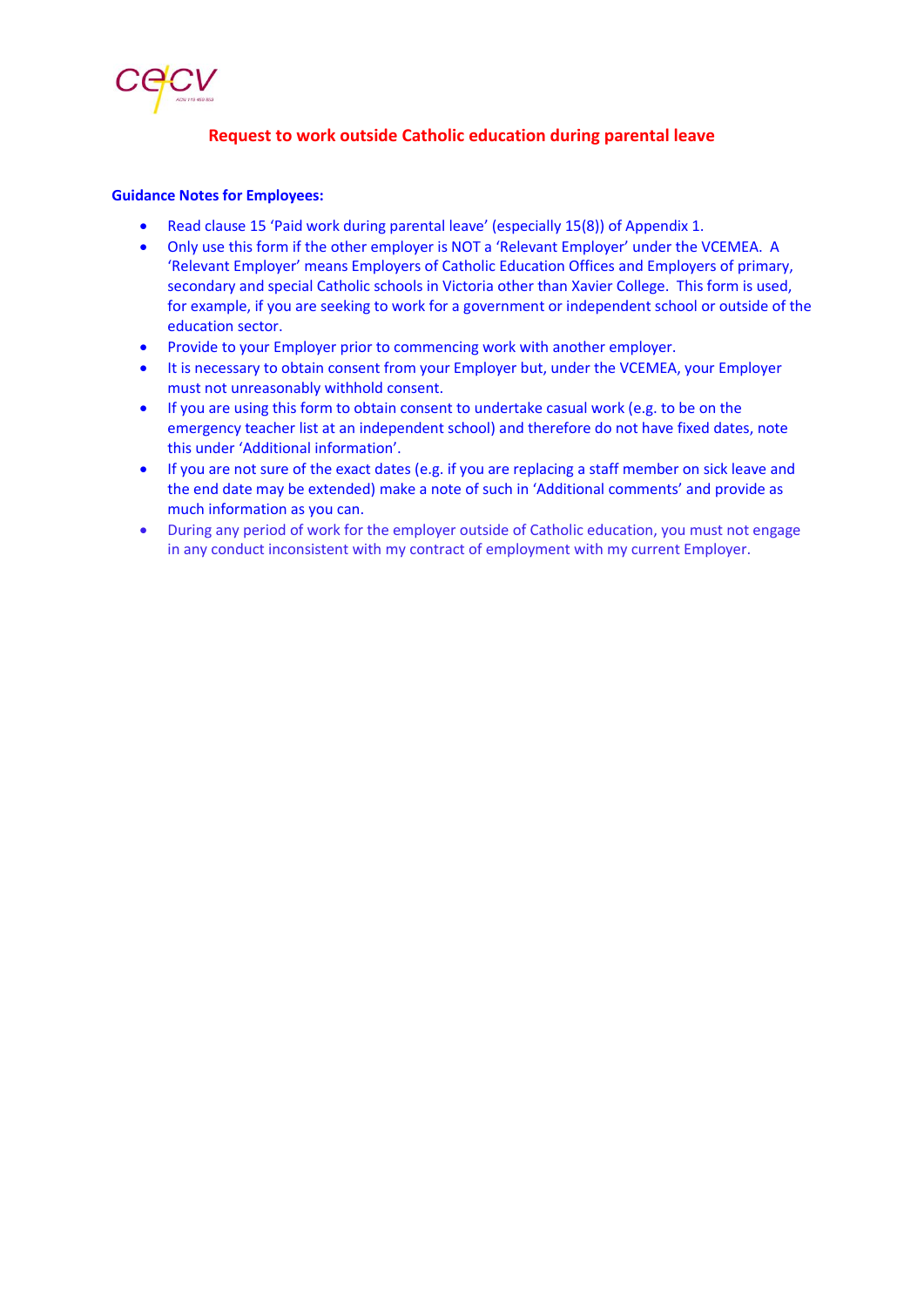cecv

## Request to work outside Catholic education during parental leave

**Guidance Notes for Employees:**

- Read clause 15 'Paid work during parental leave' (especially 15(8)) of Appendix 1.
- Only use this form if the other employer is NOT a 'Relevant Employer' under the VCEMEA. A 'Relevant Employer' means Employers of Catholic Education Offices and Employers of primary, secondary and special Catholic schools in Victoria other than Xavier College. This form is used, for example, if you are seeking to work for a government or independent school or outside of the education sector.
- Provide to your Employer prior to commencing work with another employer.
- It is necessary to obtain consent from your Employer but, under the VCEMEA, your Employer must not unreasonably withhold consent.
- If you are using this form to obtain consent to undertake casual work (e.g. to be on the emergency teacher list at an independent school) and therefore do not have fixed dates, note this under 'Additional information'.
- If you are not sure of the exact dates (e.g. if you are replacing a staff member on sick leave and the end date may be extended) make a note of such in 'Additional comments' and provide as much information as you can.
- During any period of work for the employer outside of Catholic education, you must not engage in any conduct inconsistent with my contract of employment with my current Employer.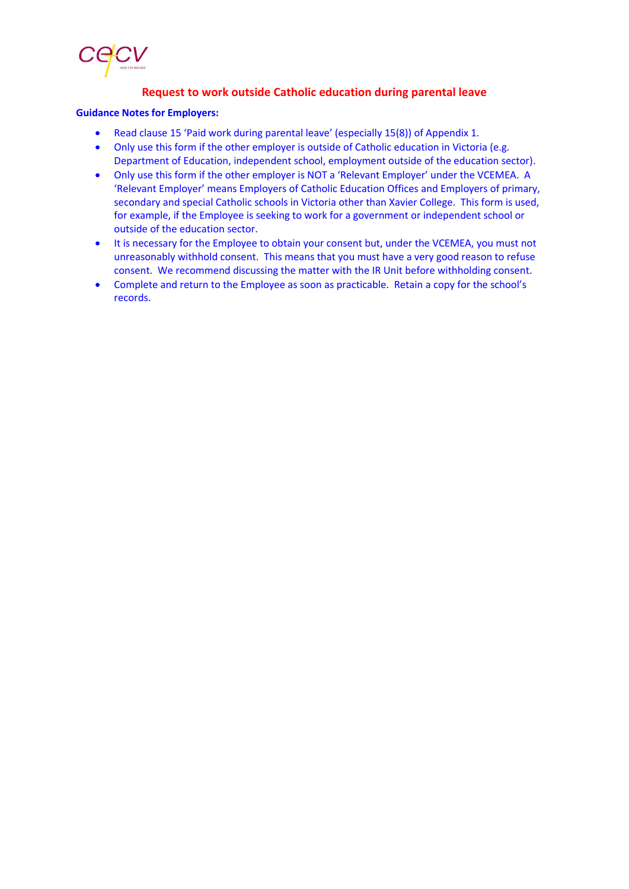## Request to work outside Catholic education during parental leave

**Guidance Notes for Employers:**

- Read clause 15 'Paid work during parental leave' (especially 15(8)) of Appendix 1.
- Only use this form if the other employer is outside of Catholic education in Victoria (e.g. Department of Education, independent school, employment outside of the education sector).
- Only use this form if the other employer is NOT a 'Relevant Employer' under the VCEMEA. A 'Relevant Employer' means Employers of Catholic Education Offices and Employers of primary, secondary and special Catholic schools in Victoria other than Xavier College. This form is used, for example, if the Employee is seeking to work for a government or independent school or outside of the education sector.
- It is necessary for the Employee to obtain your consent but, under the VCEMEA, you must not unreasonably withhold consent. This means that you must have a very good reason to refuse consent. We recommend discussing the matter with the IR Unit before withholding consent.
- Complete and return to the Employee as soon as practicable. Retain a copy for the school's records.